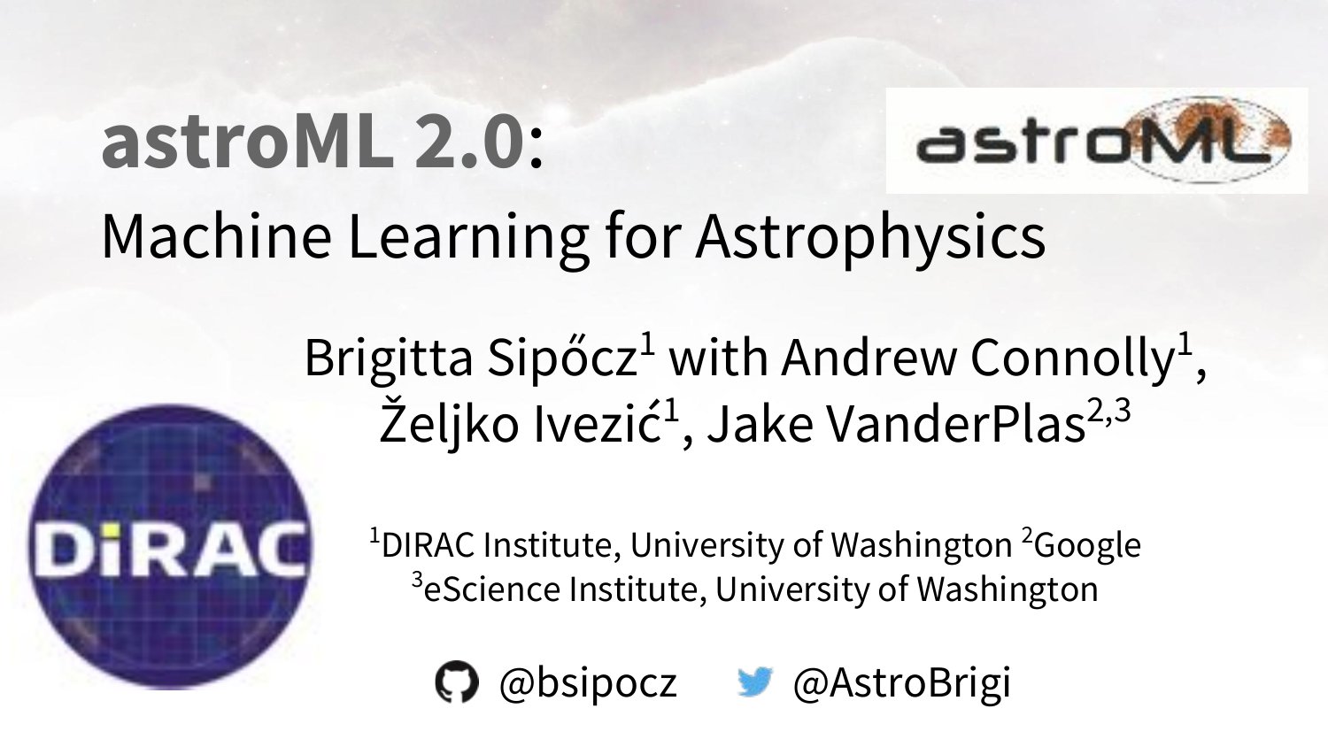# astroML 2.0: Machine Learning for Astrophysics

Brigitta Sipőcz[1] with Andrew Connolly[1], Željko Ivezić[1], Jake VanderPlas[2,3]

[1]DIRAC Institute, University of Washington [2]Google
[3]eScience Institute, University of Washington

@bsipocz @AstroBrigi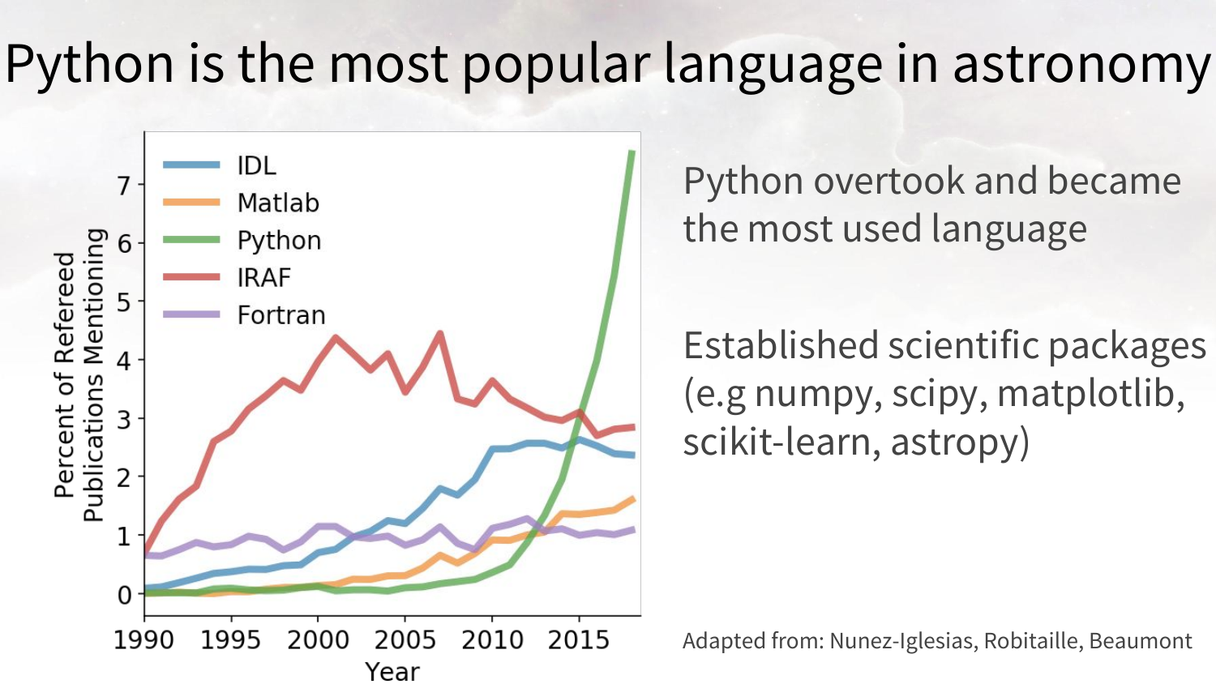# Python is the most popular language in astronomy

Python overtook and became the most used language

Established scientific packages (e.g numpy, scipy, matplotlib, scikit-learn, astropy)

Adapted from: Nunez-Iglesias, Robitaille, Beaumont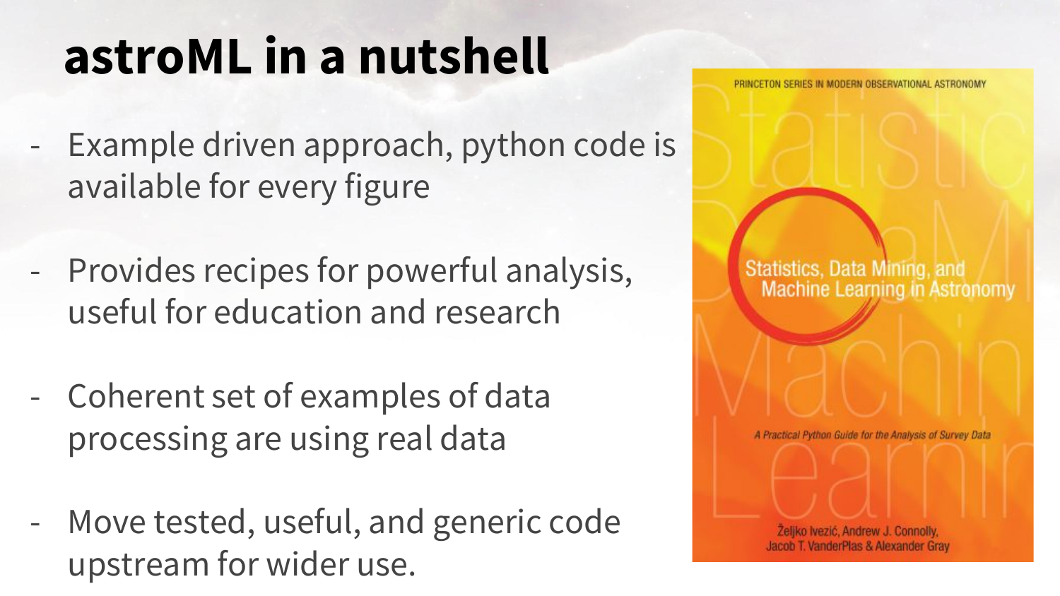# astroML in a nutshell

- Example driven approach, python code is available for every figure
- Provides recipes for powerful analysis, useful for education and research
- Coherent set of examples of data processing are using real data
- Move tested, useful, and generic code upstream for wider use.

PRINCETON SERIES IN MODERN OBSERVATIONAL ASTRONOMY

Statistics, Data Mining, and Machine Learning in Astronomy

*A Practical Python Guide for the Analysis of Survey Data*

Željko Ivezić, Andrew J. Connolly, Jacob T. VanderPlas & Alexander Gray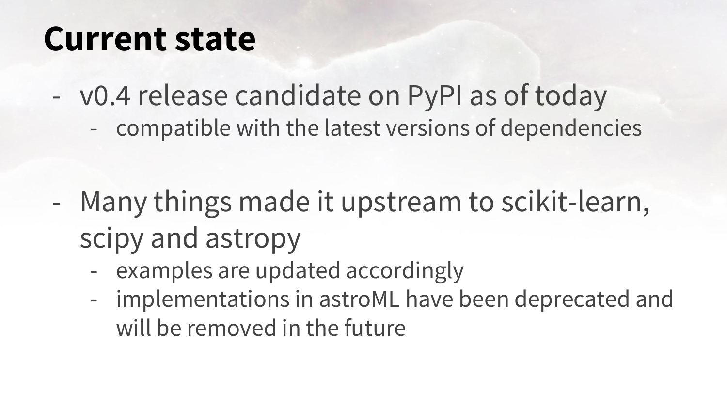# Current state

- v0.4 release candidate on PyPI as of today
  - compatible with the latest versions of dependencies

- Many things made it upstream to scikit-learn, scipy and astropy
  - examples are updated accordingly
  - implementations in astroML have been deprecated and will be removed in the future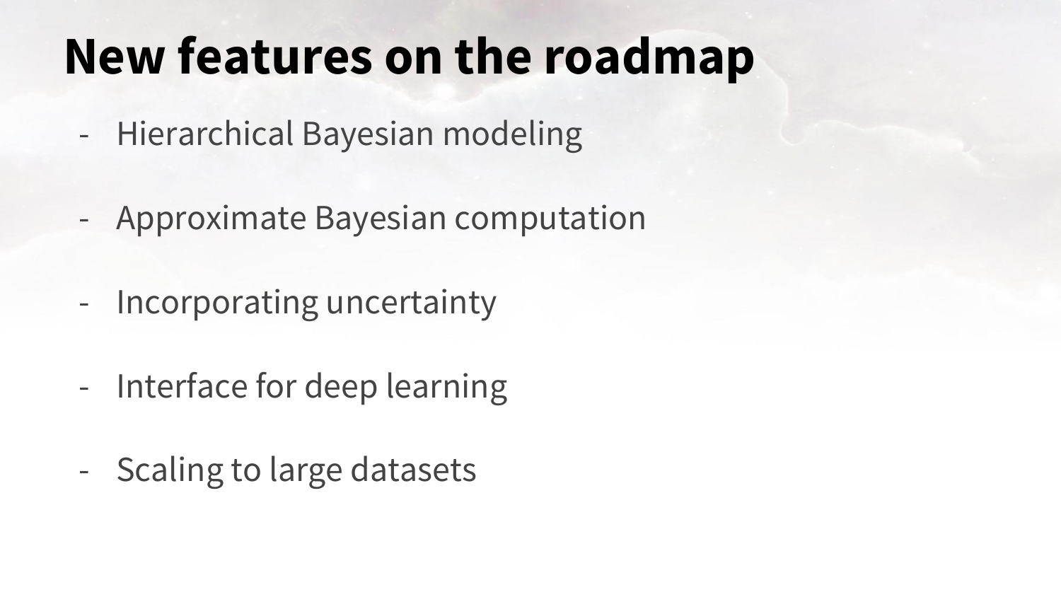# New features on the roadmap

- Hierarchical Bayesian modeling
- Approximate Bayesian computation
- Incorporating uncertainty
- Interface for deep learning
- Scaling to large datasets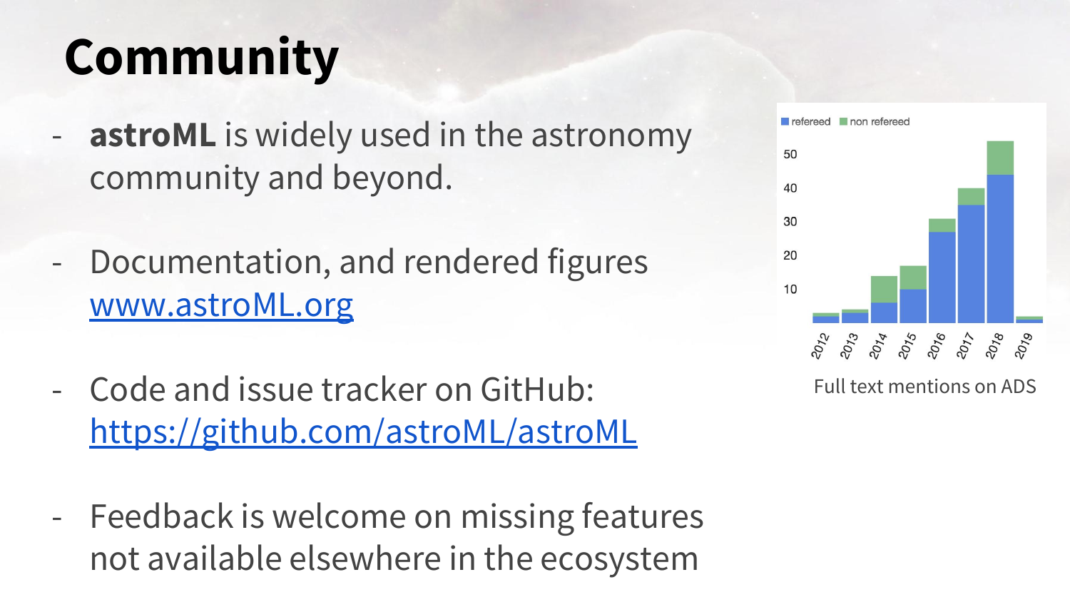# Community

- **astroML** is widely used in the astronomy community and beyond.

- Documentation, and rendered figures [www.astroML.org](http://www.astroML.org)

- Code and issue tracker on GitHub: [https://github.com/astroML/astroML](https://github.com/astroML/astroML)

- Feedback is welcome on missing features not available elsewhere in the ecosystem

refereed
non refereed

50
40
30
20
10

2012
2013
2014
2015
2016
2017
2018
2019

Full text mentions on ADS